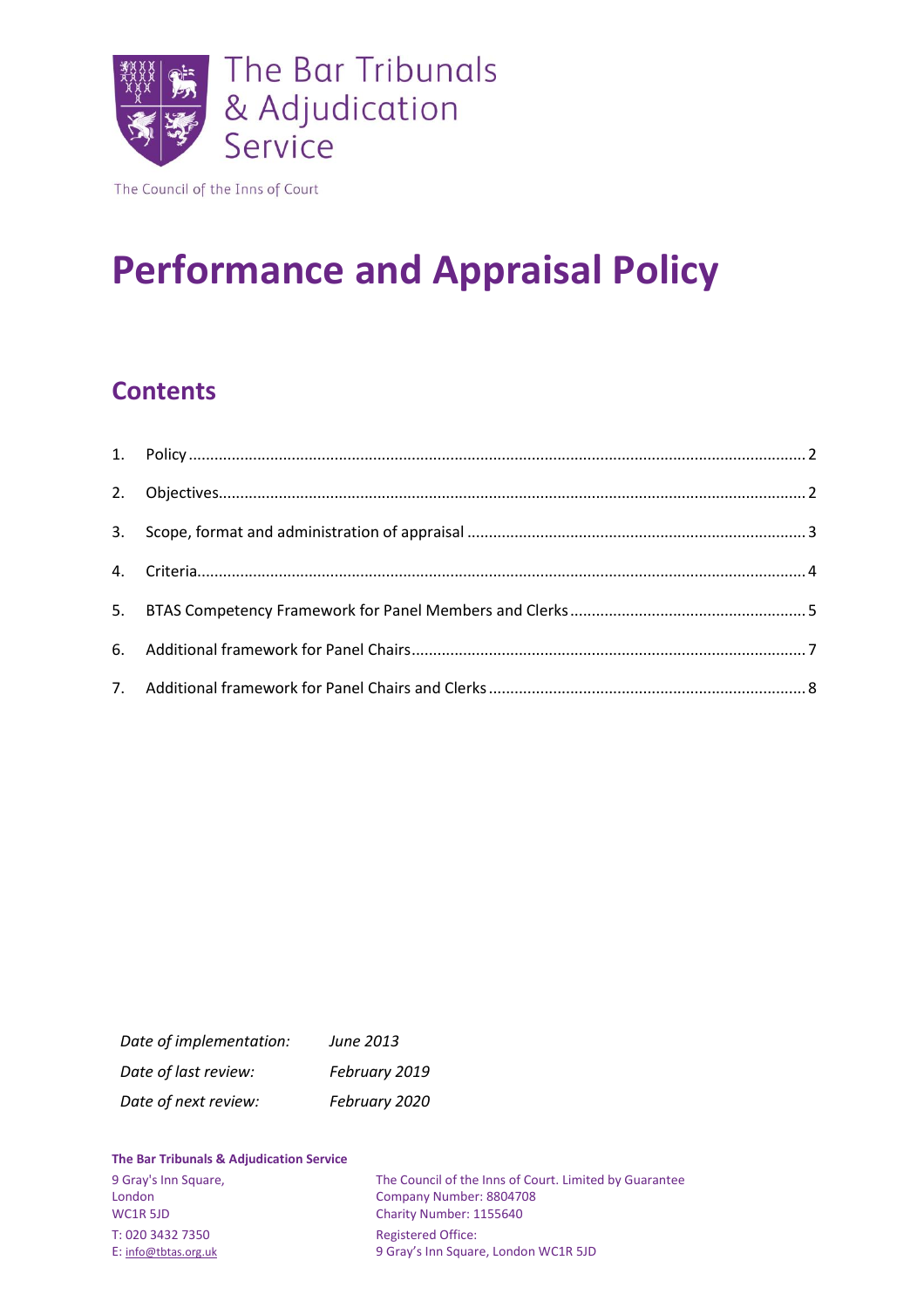The Bar Tribunals & Adjudication Service

The Council of the Inns of Court

# Performance and Appraisal Policy

## Contents

1. Policy ........ 2
2. Objectives ........ 2
3. Scope, format and administration of appraisal ........ 3
4. Criteria ........ 4
5. BTAS Competency Framework for Panel Members and Clerks ........ 5
6. Additional framework for Panel Chairs ........ 7
7. Additional framework for Panel Chairs and Clerks ........ 8

| | |
|---|---|
| *Date of implementation:* | *June 2013* |
| *Date of last review:* | *February 2019* |
| *Date of next review:* | *February 2020* |

**The Bar Tribunals & Adjudication Service**

9 Gray's Inn Square,
London
WC1R 5JD

T: 020 3432 7350
E: info@tbtas.org.uk

The Council of the Inns of Court. Limited by Guarantee
Company Number: 8804708
Charity Number: 1155640

Registered Office:
9 Gray's Inn Square, London WC1R 5JD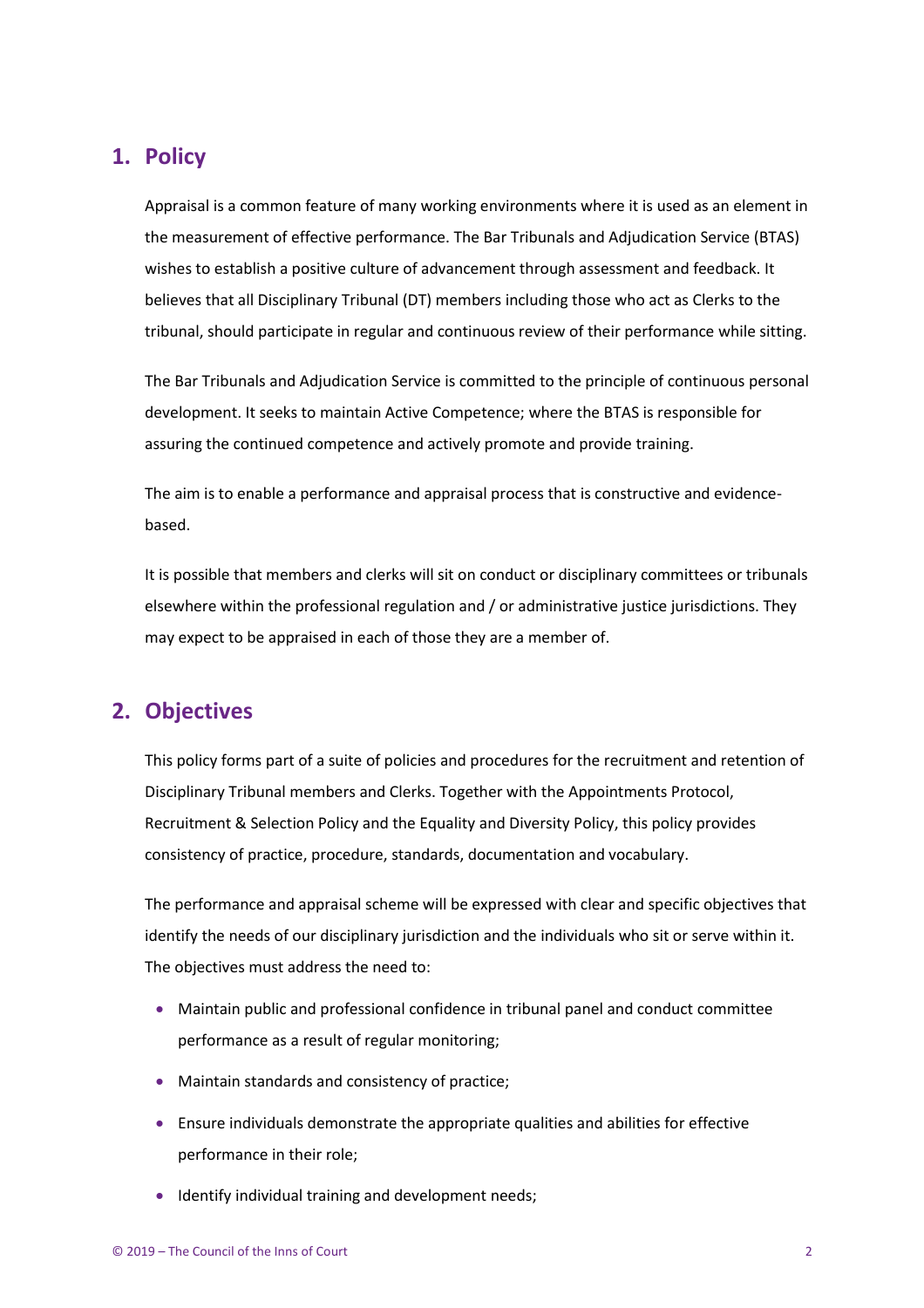## 1. Policy

Appraisal is a common feature of many working environments where it is used as an element in the measurement of effective performance. The Bar Tribunals and Adjudication Service (BTAS) wishes to establish a positive culture of advancement through assessment and feedback. It believes that all Disciplinary Tribunal (DT) members including those who act as Clerks to the tribunal, should participate in regular and continuous review of their performance while sitting.

The Bar Tribunals and Adjudication Service is committed to the principle of continuous personal development. It seeks to maintain Active Competence; where the BTAS is responsible for assuring the continued competence and actively promote and provide training.

The aim is to enable a performance and appraisal process that is constructive and evidence-based.

It is possible that members and clerks will sit on conduct or disciplinary committees or tribunals elsewhere within the professional regulation and / or administrative justice jurisdictions. They may expect to be appraised in each of those they are a member of.

## 2. Objectives

This policy forms part of a suite of policies and procedures for the recruitment and retention of Disciplinary Tribunal members and Clerks. Together with the Appointments Protocol, Recruitment & Selection Policy and the Equality and Diversity Policy, this policy provides consistency of practice, procedure, standards, documentation and vocabulary.

The performance and appraisal scheme will be expressed with clear and specific objectives that identify the needs of our disciplinary jurisdiction and the individuals who sit or serve within it. The objectives must address the need to:

- Maintain public and professional confidence in tribunal panel and conduct committee performance as a result of regular monitoring;
- Maintain standards and consistency of practice;
- Ensure individuals demonstrate the appropriate qualities and abilities for effective performance in their role;
- Identify individual training and development needs;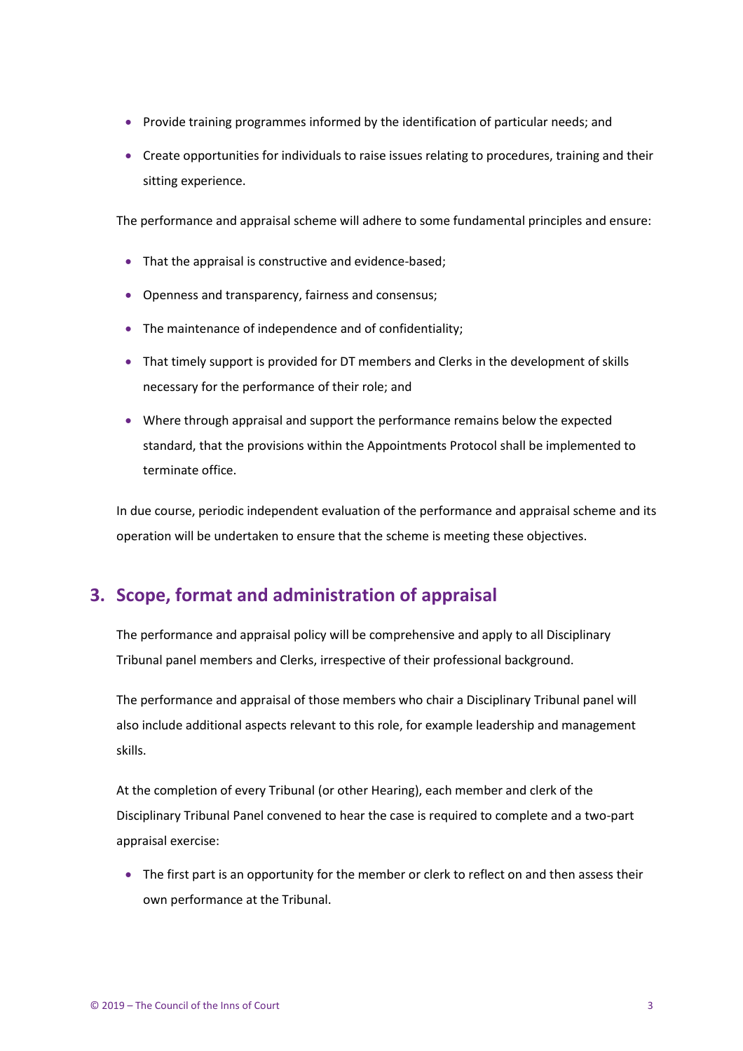- Provide training programmes informed by the identification of particular needs; and
- Create opportunities for individuals to raise issues relating to procedures, training and their sitting experience.

The performance and appraisal scheme will adhere to some fundamental principles and ensure:

- That the appraisal is constructive and evidence-based;
- Openness and transparency, fairness and consensus;
- The maintenance of independence and of confidentiality;
- That timely support is provided for DT members and Clerks in the development of skills necessary for the performance of their role; and
- Where through appraisal and support the performance remains below the expected standard, that the provisions within the Appointments Protocol shall be implemented to terminate office.

In due course, periodic independent evaluation of the performance and appraisal scheme and its operation will be undertaken to ensure that the scheme is meeting these objectives.

## 3. Scope, format and administration of appraisal

The performance and appraisal policy will be comprehensive and apply to all Disciplinary Tribunal panel members and Clerks, irrespective of their professional background.

The performance and appraisal of those members who chair a Disciplinary Tribunal panel will also include additional aspects relevant to this role, for example leadership and management skills.

At the completion of every Tribunal (or other Hearing), each member and clerk of the Disciplinary Tribunal Panel convened to hear the case is required to complete and a two-part appraisal exercise:

- The first part is an opportunity for the member or clerk to reflect on and then assess their own performance at the Tribunal.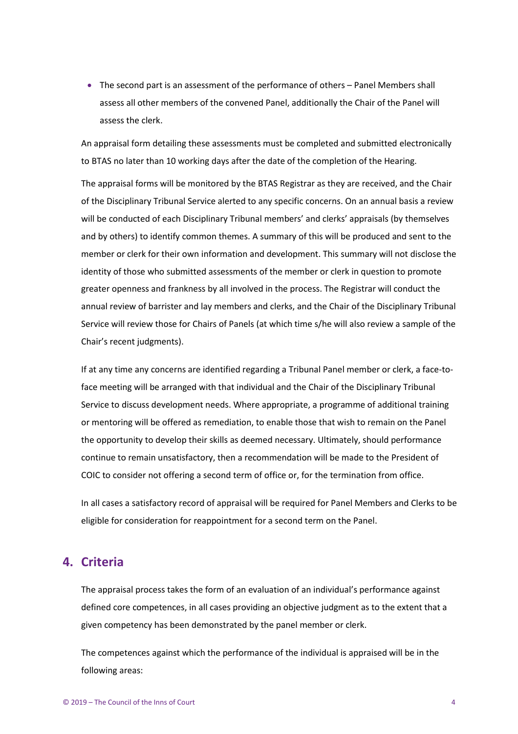- The second part is an assessment of the performance of others – Panel Members shall assess all other members of the convened Panel, additionally the Chair of the Panel will assess the clerk.

An appraisal form detailing these assessments must be completed and submitted electronically to BTAS no later than 10 working days after the date of the completion of the Hearing.

The appraisal forms will be monitored by the BTAS Registrar as they are received, and the Chair of the Disciplinary Tribunal Service alerted to any specific concerns. On an annual basis a review will be conducted of each Disciplinary Tribunal members' and clerks' appraisals (by themselves and by others) to identify common themes. A summary of this will be produced and sent to the member or clerk for their own information and development. This summary will not disclose the identity of those who submitted assessments of the member or clerk in question to promote greater openness and frankness by all involved in the process. The Registrar will conduct the annual review of barrister and lay members and clerks, and the Chair of the Disciplinary Tribunal Service will review those for Chairs of Panels (at which time s/he will also review a sample of the Chair's recent judgments).

If at any time any concerns are identified regarding a Tribunal Panel member or clerk, a face-to-face meeting will be arranged with that individual and the Chair of the Disciplinary Tribunal Service to discuss development needs. Where appropriate, a programme of additional training or mentoring will be offered as remediation, to enable those that wish to remain on the Panel the opportunity to develop their skills as deemed necessary. Ultimately, should performance continue to remain unsatisfactory, then a recommendation will be made to the President of COIC to consider not offering a second term of office or, for the termination from office.

In all cases a satisfactory record of appraisal will be required for Panel Members and Clerks to be eligible for consideration for reappointment for a second term on the Panel.

## 4. Criteria

The appraisal process takes the form of an evaluation of an individual's performance against defined core competences, in all cases providing an objective judgment as to the extent that a given competency has been demonstrated by the panel member or clerk.

The competences against which the performance of the individual is appraised will be in the following areas: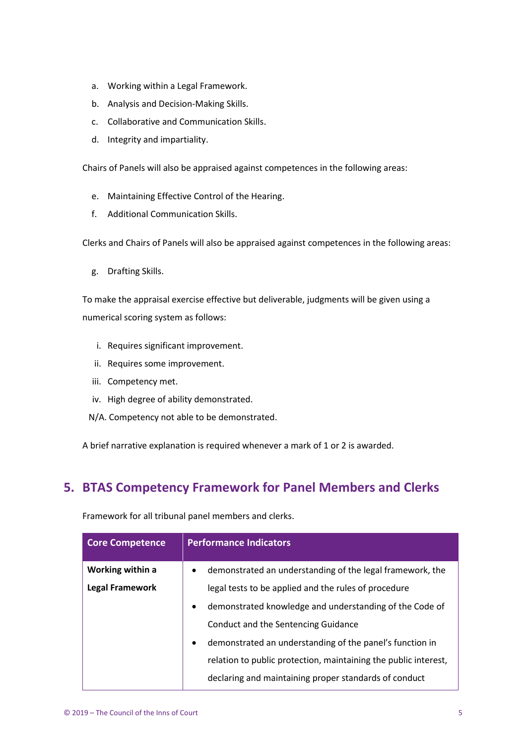a. Working within a Legal Framework.
b. Analysis and Decision-Making Skills.
c. Collaborative and Communication Skills.
d. Integrity and impartiality.

Chairs of Panels will also be appraised against competences in the following areas:

e. Maintaining Effective Control of the Hearing.
f. Additional Communication Skills.

Clerks and Chairs of Panels will also be appraised against competences in the following areas:

g. Drafting Skills.

To make the appraisal exercise effective but deliverable, judgments will be given using a numerical scoring system as follows:

i. Requires significant improvement.
ii. Requires some improvement.
iii. Competency met.
iv. High degree of ability demonstrated.
N/A. Competency not able to be demonstrated.

A brief narrative explanation is required whenever a mark of 1 or 2 is awarded.

## 5. BTAS Competency Framework for Panel Members and Clerks

Framework for all tribunal panel members and clerks.

| Core Competence | Performance Indicators |
|---|---|
| **Working within a Legal Framework** | • demonstrated an understanding of the legal framework, the legal tests to be applied and the rules of procedure<br>• demonstrated knowledge and understanding of the Code of Conduct and the Sentencing Guidance<br>• demonstrated an understanding of the panel's function in relation to public protection, maintaining the public interest, declaring and maintaining proper standards of conduct |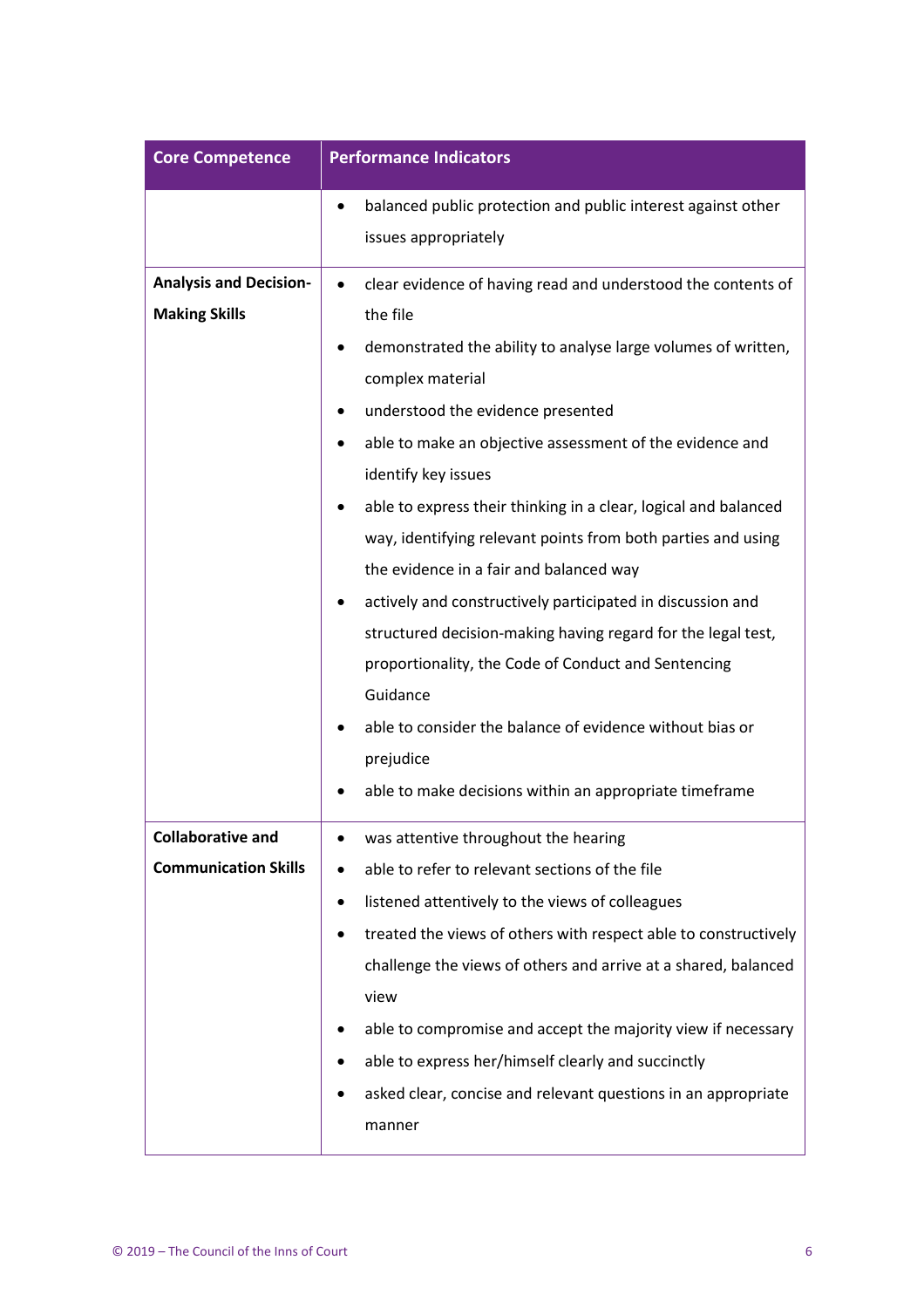| Core Competence | Performance Indicators |
|---|---|
| | • balanced public protection and public interest against other issues appropriately |
| **Analysis and Decision-Making Skills** | • clear evidence of having read and understood the contents of the file<br>• demonstrated the ability to analyse large volumes of written, complex material<br>• understood the evidence presented<br>• able to make an objective assessment of the evidence and identify key issues<br>• able to express their thinking in a clear, logical and balanced way, identifying relevant points from both parties and using the evidence in a fair and balanced way<br>• actively and constructively participated in discussion and structured decision-making having regard for the legal test, proportionality, the Code of Conduct and Sentencing Guidance<br>• able to consider the balance of evidence without bias or prejudice<br>• able to make decisions within an appropriate timeframe |
| **Collaborative and Communication Skills** | • was attentive throughout the hearing<br>• able to refer to relevant sections of the file<br>• listened attentively to the views of colleagues<br>• treated the views of others with respect able to constructively challenge the views of others and arrive at a shared, balanced view<br>• able to compromise and accept the majority view if necessary<br>• able to express her/himself clearly and succinctly<br>• asked clear, concise and relevant questions in an appropriate manner |

© 2019 – The Council of the Inns of Court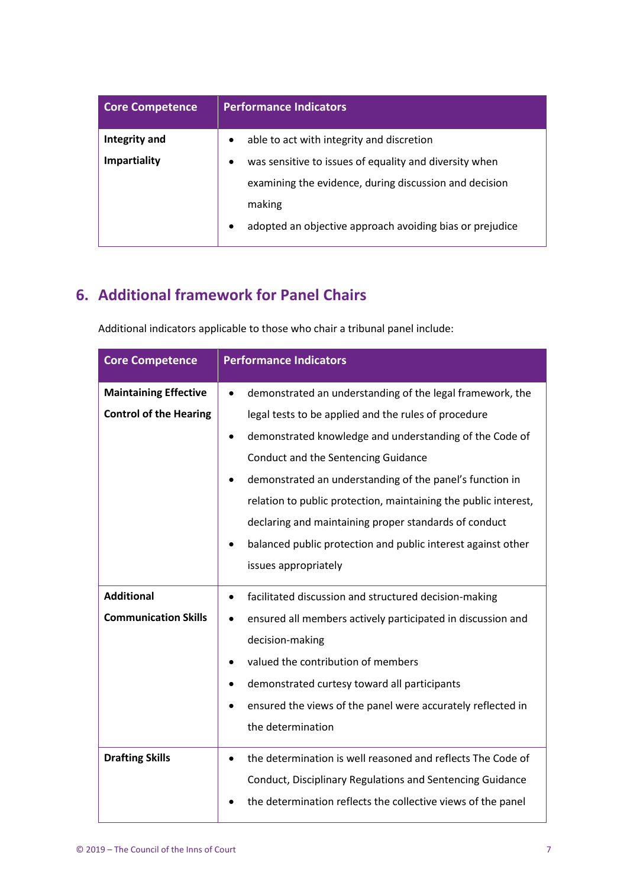| Core Competence | Performance Indicators |
| --- | --- |
| **Integrity and Impartiality** | • able to act with integrity and discretion<br>• was sensitive to issues of equality and diversity when examining the evidence, during discussion and decision making<br>• adopted an objective approach avoiding bias or prejudice |

## 6. Additional framework for Panel Chairs

Additional indicators applicable to those who chair a tribunal panel include:

| Core Competence | Performance Indicators |
| --- | --- |
| **Maintaining Effective Control of the Hearing** | • demonstrated an understanding of the legal framework, the legal tests to be applied and the rules of procedure<br>• demonstrated knowledge and understanding of the Code of Conduct and the Sentencing Guidance<br>• demonstrated an understanding of the panel's function in relation to public protection, maintaining the public interest, declaring and maintaining proper standards of conduct<br>• balanced public protection and public interest against other issues appropriately |
| **Additional Communication Skills** | • facilitated discussion and structured decision-making<br>• ensured all members actively participated in discussion and decision-making<br>• valued the contribution of members<br>• demonstrated curtesy toward all participants<br>• ensured the views of the panel were accurately reflected in the determination |
| **Drafting Skills** | • the determination is well reasoned and reflects The Code of Conduct, Disciplinary Regulations and Sentencing Guidance<br>• the determination reflects the collective views of the panel |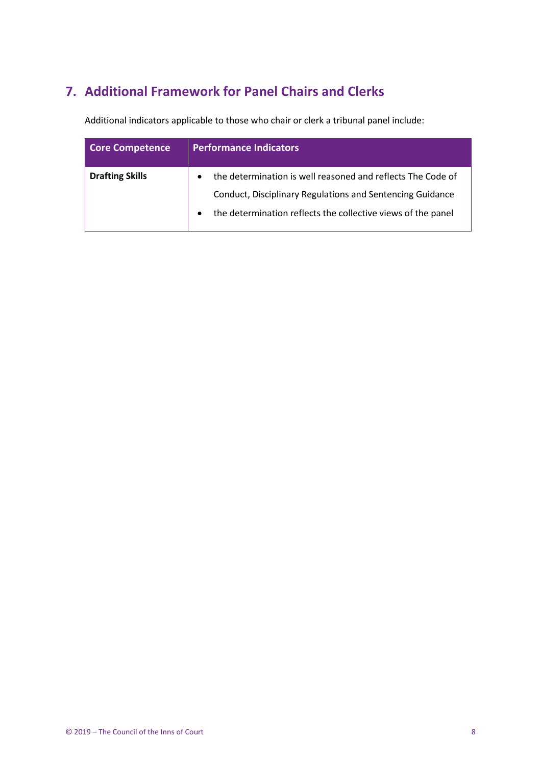## 7. Additional Framework for Panel Chairs and Clerks

Additional indicators applicable to those who chair or clerk a tribunal panel include:

| Core Competence | Performance Indicators |
|---|---|
| **Drafting Skills** | • the determination is well reasoned and reflects The Code of Conduct, Disciplinary Regulations and Sentencing Guidance<br>• the determination reflects the collective views of the panel |

© 2019 – The Council of the Inns of Court